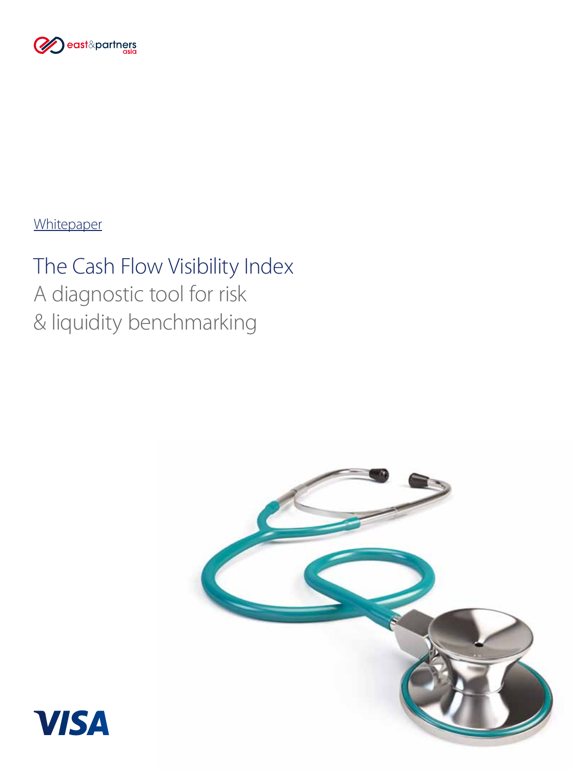east&partners asia

Whitepaper

# The Cash Flow Visibility Index

## A diagnostic tool for risk & liquidity benchmarking

VISA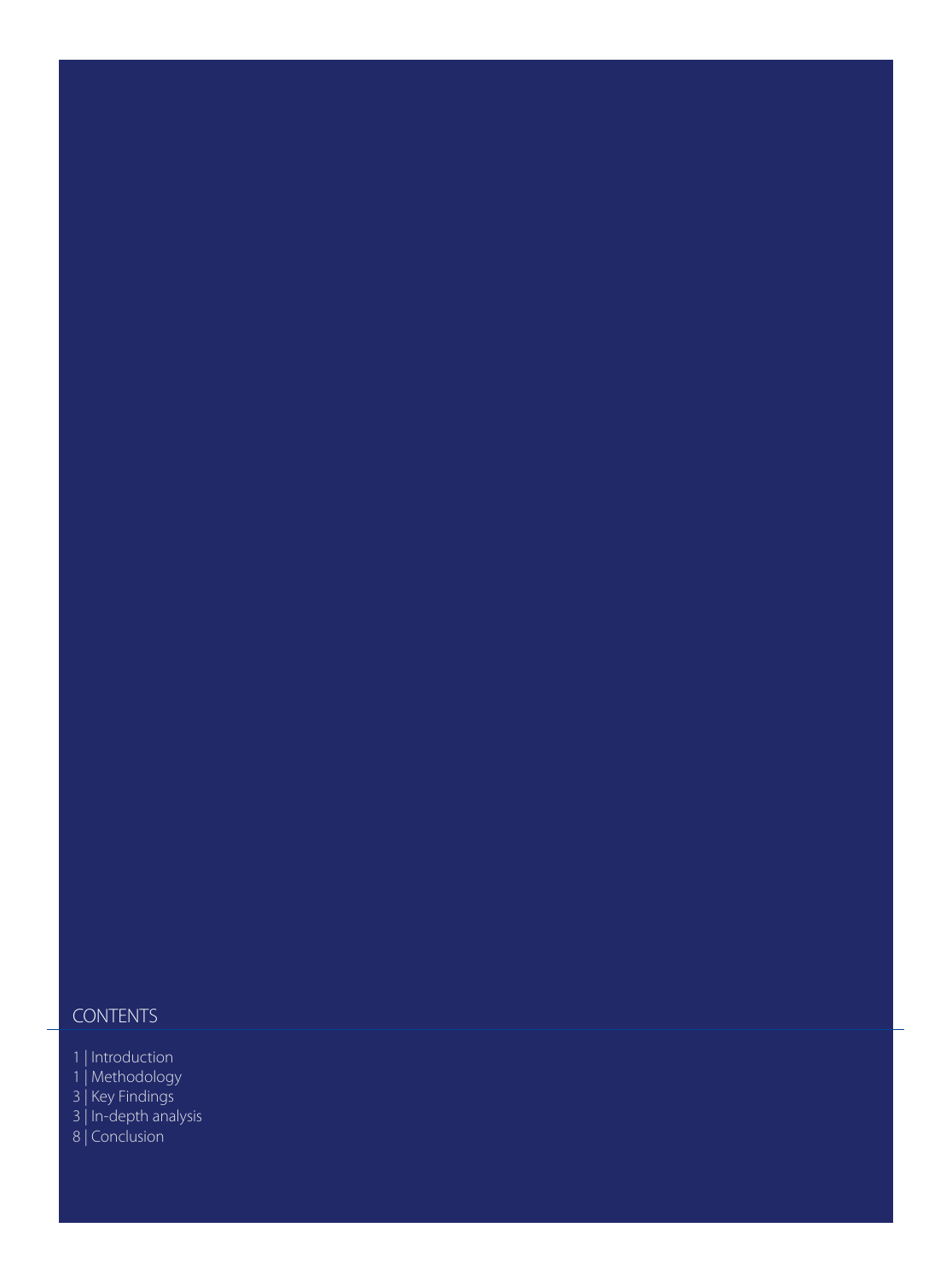## CONTENTS

1 | Introduction
1 | Methodology
3 | Key Findings
3 | In-depth analysis
8 | Conclusion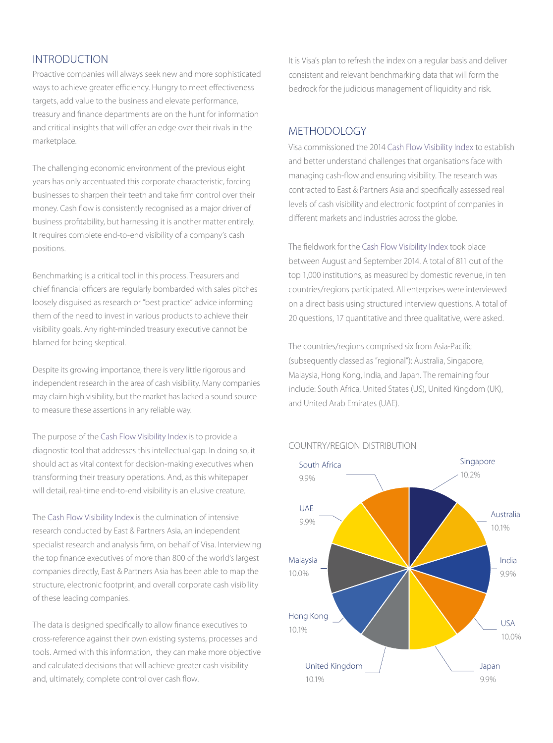## INTRODUCTION

Proactive companies will always seek new and more sophisticated ways to achieve greater efficiency. Hungry to meet effectiveness targets, add value to the business and elevate performance, treasury and finance departments are on the hunt for information and critical insights that will offer an edge over their rivals in the marketplace.

The challenging economic environment of the previous eight years has only accentuated this corporate characteristic, forcing businesses to sharpen their teeth and take firm control over their money. Cash flow is consistently recognised as a major driver of business profitability, but harnessing it is another matter entirely. It requires complete end-to-end visibility of a company's cash positions.

Benchmarking is a critical tool in this process. Treasurers and chief financial officers are regularly bombarded with sales pitches loosely disguised as research or "best practice" advice informing them of the need to invest in various products to achieve their visibility goals. Any right-minded treasury executive cannot be blamed for being skeptical.

Despite its growing importance, there is very little rigorous and independent research in the area of cash visibility. Many companies may claim high visibility, but the market has lacked a sound source to measure these assertions in any reliable way.

The purpose of the Cash Flow Visibility Index is to provide a diagnostic tool that addresses this intellectual gap. In doing so, it should act as vital context for decision-making executives when transforming their treasury operations. And, as this whitepaper will detail, real-time end-to-end visibility is an elusive creature.

The Cash Flow Visibility Index is the culmination of intensive research conducted by East & Partners Asia, an independent specialist research and analysis firm, on behalf of Visa. Interviewing the top finance executives of more than 800 of the world's largest companies directly, East & Partners Asia has been able to map the structure, electronic footprint, and overall corporate cash visibility of these leading companies.

The data is designed specifically to allow finance executives to cross-reference against their own existing systems, processes and tools. Armed with this information, they can make more objective and calculated decisions that will achieve greater cash visibility and, ultimately, complete control over cash flow.

It is Visa's plan to refresh the index on a regular basis and deliver consistent and relevant benchmarking data that will form the bedrock for the judicious management of liquidity and risk.

## METHODOLOGY

Visa commissioned the 2014 Cash Flow Visibility Index to establish and better understand challenges that organisations face with managing cash-flow and ensuring visibility. The research was contracted to East & Partners Asia and specifically assessed real levels of cash visibility and electronic footprint of companies in different markets and industries across the globe.

The fieldwork for the Cash Flow Visibility Index took place between August and September 2014. A total of 811 out of the top 1,000 institutions, as measured by domestic revenue, in ten countries/regions participated. All enterprises were interviewed on a direct basis using structured interview questions. A total of 20 questions, 17 quantitative and three qualitative, were asked.

The countries/regions comprised six from Asia-Pacific (subsequently classed as "regional"): Australia, Singapore, Malaysia, Hong Kong, India, and Japan. The remaining four include: South Africa, United States (US), United Kingdom (UK), and United Arab Emirates (UAE).

COUNTRY/REGION DISTRIBUTION

Singapore 10.2%
Australia 10.1%
India 9.9%
USA 10.0%
Japan 9.9%
United Kingdom 10.1%
Hong Kong 10.1%
Malaysia 10.0%
UAE 9.9%
South Africa 9.9%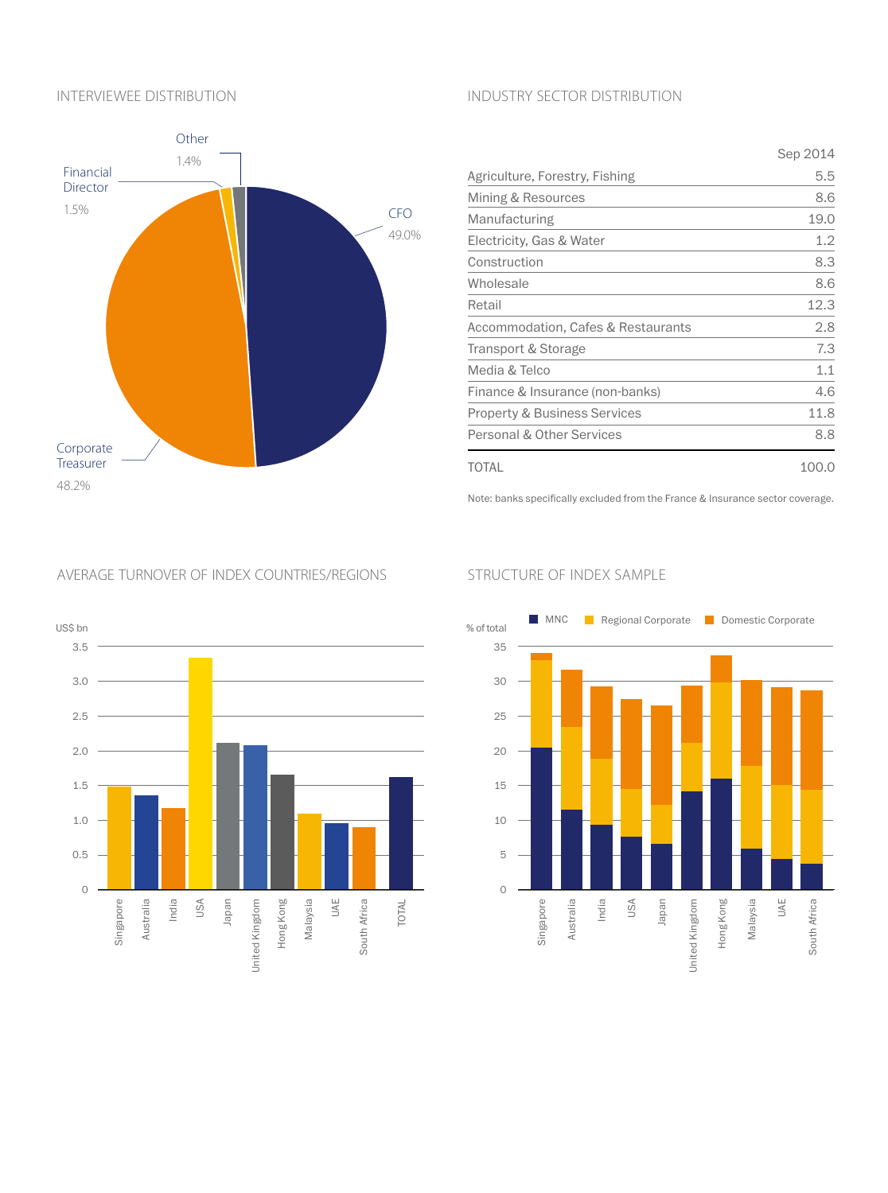## INTERVIEWEE DISTRIBUTION

Other
1.4%

Financial Director
1.5%

CFO
49.0%

Corporate Treasurer
48.2%

## INDUSTRY SECTOR DISTRIBUTION

| | Sep 2014 |
|---|---|
| Agriculture, Forestry, Fishing | 5.5 |
| Mining & Resources | 8.6 |
| Manufacturing | 19.0 |
| Electricity, Gas & Water | 1.2 |
| Construction | 8.3 |
| Wholesale | 8.6 |
| Retail | 12.3 |
| Accommodation, Cafes & Restaurants | 2.8 |
| Transport & Storage | 7.3 |
| Media & Telco | 1.1 |
| Finance & Insurance (non-banks) | 4.6 |
| Property & Business Services | 11.8 |
| Personal & Other Services | 8.8 |
| TOTAL | 100.0 |

Note: banks specifically excluded from the France & Insurance sector coverage.

## AVERAGE TURNOVER OF INDEX COUNTRIES/REGIONS

US$ bn

3.5
3.0
2.5
2.0
1.5
1.0
0.5
0

Singapore, Australia, India, USA, Japan, United Kingdom, Hong Kong, Malaysia, UAE, South Africa, TOTAL

## STRUCTURE OF INDEX SAMPLE

MNC, Regional Corporate, Domestic Corporate

% of total

35
30
25
20
15
10
5
0

Singapore, Australia, India, USA, Japan, United Kingdom, Hong Kong, Malaysia, UAE, South Africa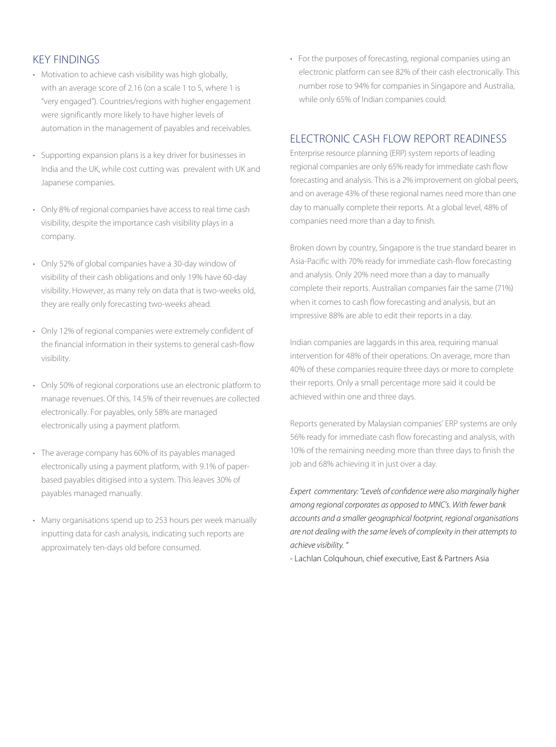## KEY FINDINGS

- Motivation to achieve cash visibility was high globally, with an average score of 2.16 (on a scale 1 to 5, where 1 is "very engaged"). Countries/regions with higher engagement were significantly more likely to have higher levels of automation in the management of payables and receivables.
- Supporting expansion plans is a key driver for businesses in India and the UK, while cost cutting was prevalent with UK and Japanese companies.
- Only 8% of regional companies have access to real time cash visibility, despite the importance cash visibility plays in a company.
- Only 52% of global companies have a 30-day window of visibility of their cash obligations and only 19% have 60-day visibility. However, as many rely on data that is two-weeks old, they are really only forecasting two-weeks ahead.
- Only 12% of regional companies were extremely confident of the financial information in their systems to general cash-flow visibility.
- Only 50% of regional corporations use an electronic platform to manage revenues. Of this, 14.5% of their revenues are collected electronically. For payables, only 58% are managed electronically using a payment platform.
- The average company has 60% of its payables managed electronically using a payment platform, with 9.1% of paper-based payables ditigised into a system. This leaves 30% of payables managed manually.
- Many organisations spend up to 253 hours per week manually inputting data for cash analysis, indicating such reports are approximately ten-days old before consumed.
- For the purposes of forecasting, regional companies using an electronic platform can see 82% of their cash electronically. This number rose to 94% for companies in Singapore and Australia, while only 65% of Indian companies could.

## ELECTRONIC CASH FLOW REPORT READINESS

Enterprise resource planning (ERP) system reports of leading regional companies are only 65% ready for immediate cash flow forecasting and analysis. This is a 2% improvement on global peers, and on average 43% of these regional names need more than one day to manually complete their reports. At a global level, 48% of companies need more than a day to finish.

Broken down by country, Singapore is the true standard bearer in Asia-Pacific with 70% ready for immediate cash-flow forecasting and analysis. Only 20% need more than a day to manually complete their reports. Australian companies fair the same (71%) when it comes to cash flow forecasting and analysis, but an impressive 88% are able to edit their reports in a day.

Indian companies are laggards in this area, requiring manual intervention for 48% of their operations. On average, more than 40% of these companies require three days or more to complete their reports. Only a small percentage more said it could be achieved within one and three days.

Reports generated by Malaysian companies' ERP systems are only 56% ready for immediate cash flow forecasting and analysis, with 10% of the remaining needing more than three days to finish the job and 68% achieving it in just over a day.

*Expert commentary: "Levels of confidence were also marginally higher among regional corporates as opposed to MNC's. With fewer bank accounts and a smaller geographical footprint, regional organisations are not dealing with the same levels of complexity in their attempts to achieve visibility. "*

- Lachlan Colquhoun, chief executive, East & Partners Asia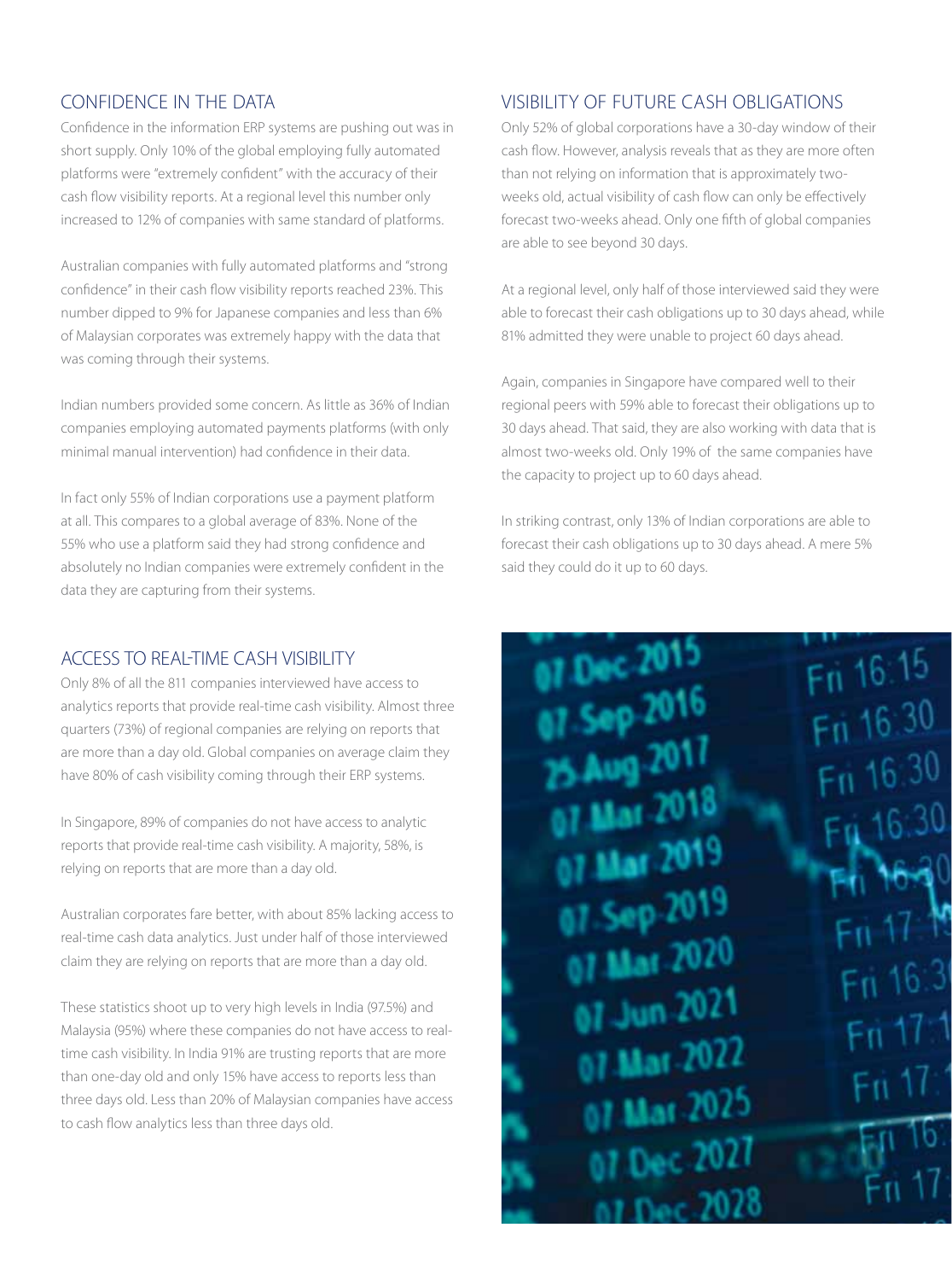## CONFIDENCE IN THE DATA

Confidence in the information ERP systems are pushing out was in short supply. Only 10% of the global employing fully automated platforms were "extremely confident" with the accuracy of their cash flow visibility reports. At a regional level this number only increased to 12% of companies with same standard of platforms.

Australian companies with fully automated platforms and "strong confidence" in their cash flow visibility reports reached 23%. This number dipped to 9% for Japanese companies and less than 6% of Malaysian corporates was extremely happy with the data that was coming through their systems.

Indian numbers provided some concern. As little as 36% of Indian companies employing automated payments platforms (with only minimal manual intervention) had confidence in their data.

In fact only 55% of Indian corporations use a payment platform at all. This compares to a global average of 83%. None of the 55% who use a platform said they had strong confidence and absolutely no Indian companies were extremely confident in the data they are capturing from their systems.

## ACCESS TO REAL-TIME CASH VISIBILITY

Only 8% of all the 811 companies interviewed have access to analytics reports that provide real-time cash visibility. Almost three quarters (73%) of regional companies are relying on reports that are more than a day old. Global companies on average claim they have 80% of cash visibility coming through their ERP systems.

In Singapore, 89% of companies do not have access to analytic reports that provide real-time cash visibility. A majority, 58%, is relying on reports that are more than a day old.

Australian corporates fare better, with about 85% lacking access to real-time cash data analytics. Just under half of those interviewed claim they are relying on reports that are more than a day old.

These statistics shoot up to very high levels in India (97.5%) and Malaysia (95%) where these companies do not have access to real-time cash visibility. In India 91% are trusting reports that are more than one-day old and only 15% have access to reports less than three days old. Less than 20% of Malaysian companies have access to cash flow analytics less than three days old.

## VISIBILITY OF FUTURE CASH OBLIGATIONS

Only 52% of global corporations have a 30-day window of their cash flow. However, analysis reveals that as they are more often than not relying on information that is approximately two-weeks old, actual visibility of cash flow can only be effectively forecast two-weeks ahead. Only one fifth of global companies are able to see beyond 30 days.

At a regional level, only half of those interviewed said they were able to forecast their cash obligations up to 30 days ahead, while 81% admitted they were unable to project 60 days ahead.

Again, companies in Singapore have compared well to their regional peers with 59% able to forecast their obligations up to 30 days ahead. That said, they are also working with data that is almost two-weeks old. Only 19% of the same companies have the capacity to project up to 60 days ahead.

In striking contrast, only 13% of Indian corporations are able to forecast their cash obligations up to 30 days ahead. A mere 5% said they could do it up to 60 days.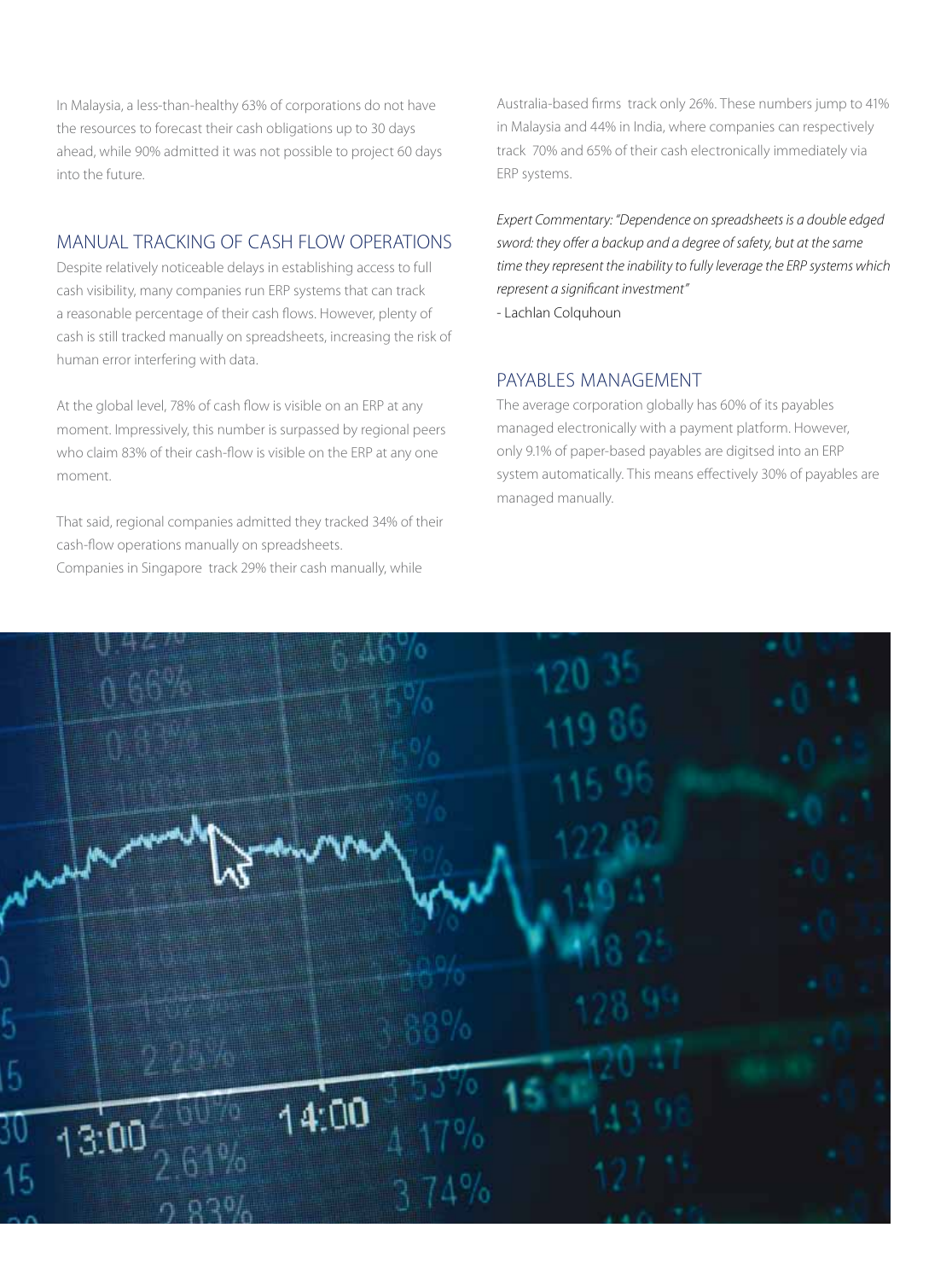In Malaysia, a less-than-healthy 63% of corporations do not have the resources to forecast their cash obligations up to 30 days ahead, while 90% admitted it was not possible to project 60 days into the future.

## MANUAL TRACKING OF CASH FLOW OPERATIONS

Despite relatively noticeable delays in establishing access to full cash visibility, many companies run ERP systems that can track a reasonable percentage of their cash flows. However, plenty of cash is still tracked manually on spreadsheets, increasing the risk of human error interfering with data.

At the global level, 78% of cash flow is visible on an ERP at any moment. Impressively, this number is surpassed by regional peers who claim 83% of their cash-flow is visible on the ERP at any one moment.

That said, regional companies admitted they tracked 34% of their cash-flow operations manually on spreadsheets.
Companies in Singapore track 29% their cash manually, while Australia-based firms track only 26%. These numbers jump to 41% in Malaysia and 44% in India, where companies can respectively track 70% and 65% of their cash electronically immediately via ERP systems.

*Expert Commentary: "Dependence on spreadsheets is a double edged sword: they offer a backup and a degree of safety, but at the same time they represent the inability to fully leverage the ERP systems which represent a significant investment"*
- Lachlan Colquhoun

## PAYABLES MANAGEMENT

The average corporation globally has 60% of its payables managed electronically with a payment platform. However, only 9.1% of paper-based payables are digitsed into an ERP system automatically. This means effectively 30% of payables are managed manually.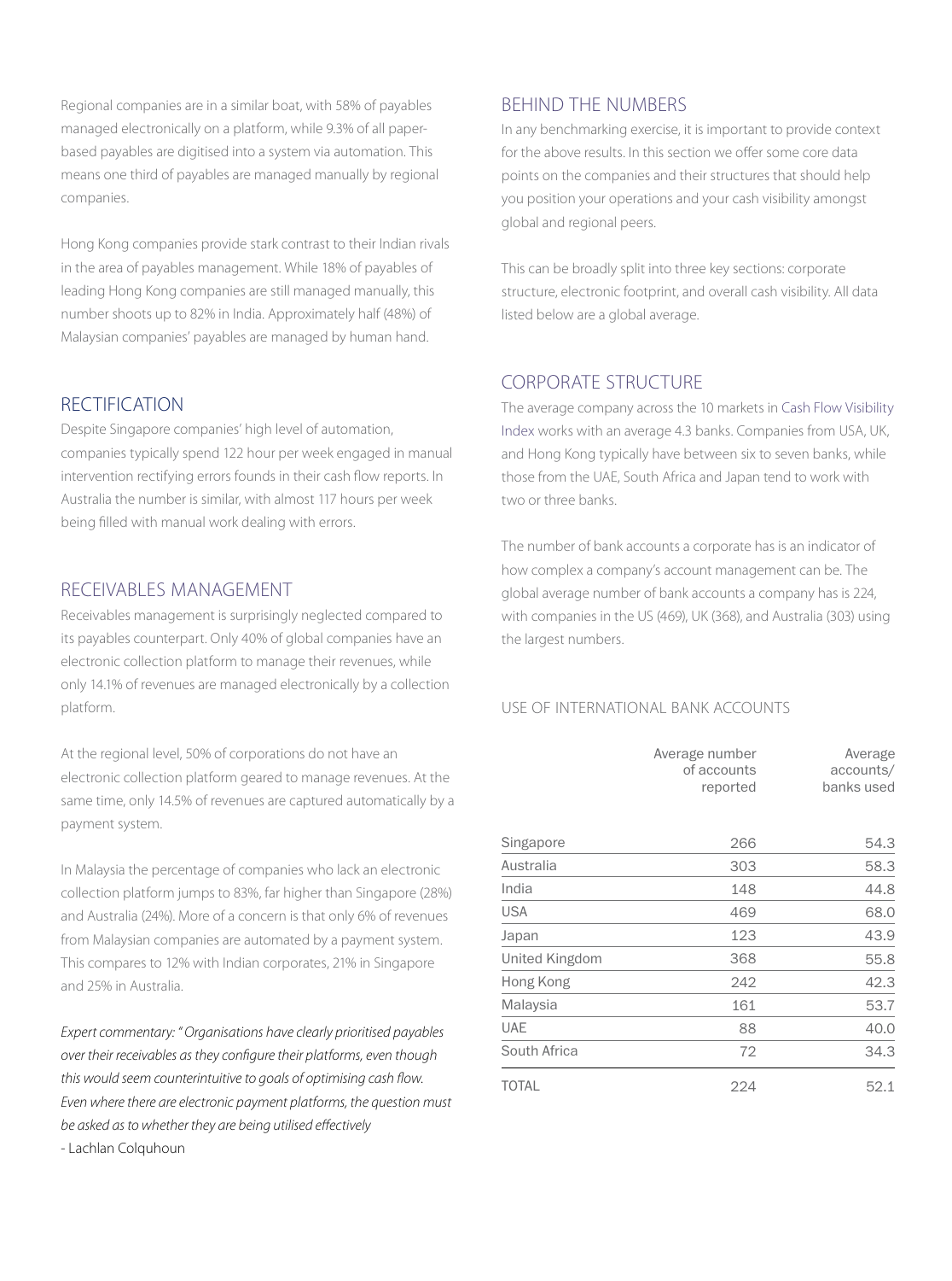Regional companies are in a similar boat, with 58% of payables managed electronically on a platform, while 9.3% of all paper-based payables are digitised into a system via automation. This means one third of payables are managed manually by regional companies.

Hong Kong companies provide stark contrast to their Indian rivals in the area of payables management. While 18% of payables of leading Hong Kong companies are still managed manually, this number shoots up to 82% in India. Approximately half (48%) of Malaysian companies' payables are managed by human hand.

## RECTIFICATION

Despite Singapore companies' high level of automation, companies typically spend 122 hour per week engaged in manual intervention rectifying errors founds in their cash flow reports. In Australia the number is similar, with almost 117 hours per week being filled with manual work dealing with errors.

## RECEIVABLES MANAGEMENT

Receivables management is surprisingly neglected compared to its payables counterpart. Only 40% of global companies have an electronic collection platform to manage their revenues, while only 14.1% of revenues are managed electronically by a collection platform.

At the regional level, 50% of corporations do not have an electronic collection platform geared to manage revenues. At the same time, only 14.5% of revenues are captured automatically by a payment system.

In Malaysia the percentage of companies who lack an electronic collection platform jumps to 83%, far higher than Singapore (28%) and Australia (24%). More of a concern is that only 6% of revenues from Malaysian companies are automated by a payment system. This compares to 12% with Indian corporates, 21% in Singapore and 25% in Australia.

*Expert commentary: "Organisations have clearly prioritised payables over their receivables as they configure their platforms, even though this would seem counterintuitive to goals of optimising cash flow. Even where there are electronic payment platforms, the question must be asked as to whether they are being utilised effectively*
- Lachlan Colquhoun

## BEHIND THE NUMBERS

In any benchmarking exercise, it is important to provide context for the above results. In this section we offer some core data points on the companies and their structures that should help you position your operations and your cash visibility amongst global and regional peers.

This can be broadly split into three key sections: corporate structure, electronic footprint, and overall cash visibility. All data listed below are a global average.

## CORPORATE STRUCTURE

The average company across the 10 markets in Cash Flow Visibility Index works with an average 4.3 banks. Companies from USA, UK, and Hong Kong typically have between six to seven banks, while those from the UAE, South Africa and Japan tend to work with two or three banks.

The number of bank accounts a corporate has is an indicator of how complex a company's account management can be. The global average number of bank accounts a company has is 224, with companies in the US (469), UK (368), and Australia (303) using the largest numbers.

### USE OF INTERNATIONAL BANK ACCOUNTS

| | Average number of accounts reported | Average accounts/ banks used |
|---|---|---|
| Singapore | 266 | 54.3 |
| Australia | 303 | 58.3 |
| India | 148 | 44.8 |
| USA | 469 | 68.0 |
| Japan | 123 | 43.9 |
| United Kingdom | 368 | 55.8 |
| Hong Kong | 242 | 42.3 |
| Malaysia | 161 | 53.7 |
| UAE | 88 | 40.0 |
| South Africa | 72 | 34.3 |
| TOTAL | 224 | 52.1 |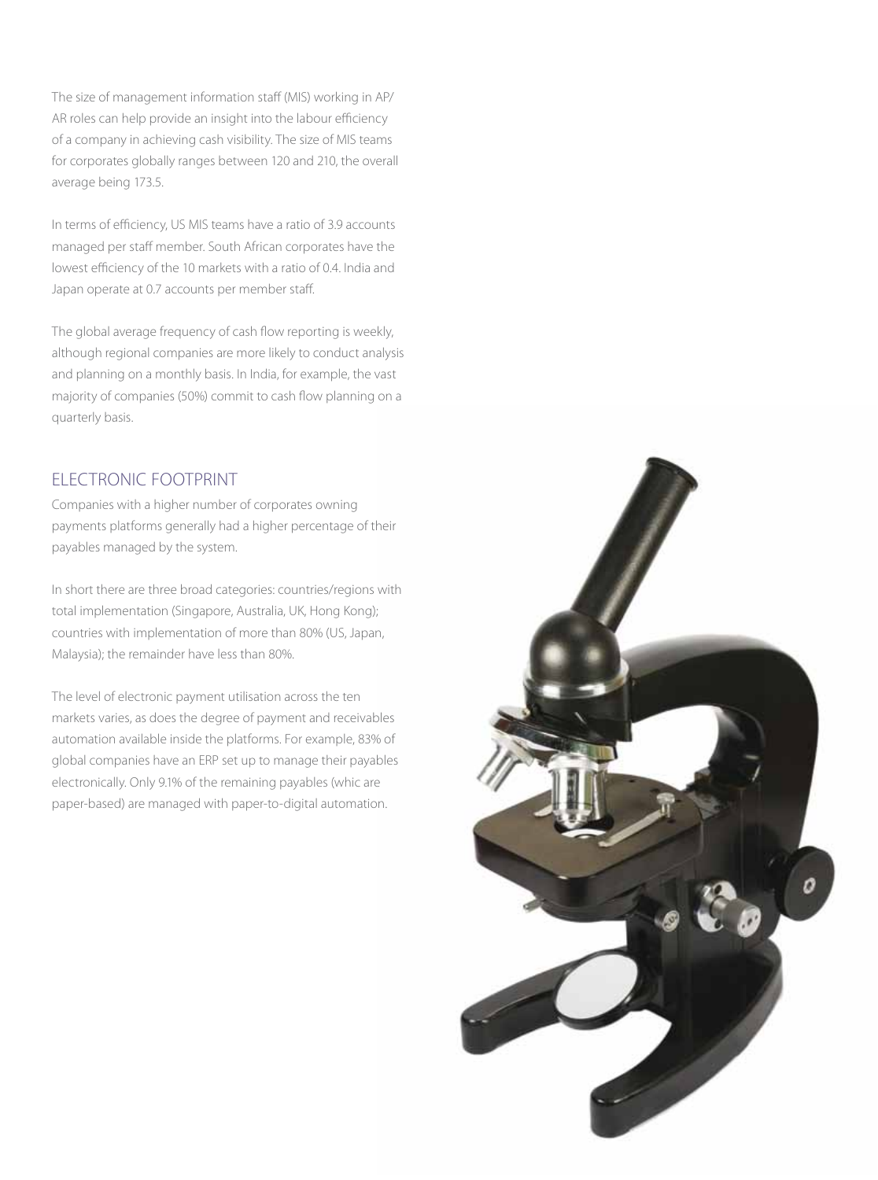The size of management information staff (MIS) working in AP/AR roles can help provide an insight into the labour efficiency of a company in achieving cash visibility. The size of MIS teams for corporates globally ranges between 120 and 210, the overall average being 173.5.

In terms of efficiency, US MIS teams have a ratio of 3.9 accounts managed per staff member. South African corporates have the lowest efficiency of the 10 markets with a ratio of 0.4. India and Japan operate at 0.7 accounts per member staff.

The global average frequency of cash flow reporting is weekly, although regional companies are more likely to conduct analysis and planning on a monthly basis. In India, for example, the vast majority of companies (50%) commit to cash flow planning on a quarterly basis.

## ELECTRONIC FOOTPRINT

Companies with a higher number of corporates owning payments platforms generally had a higher percentage of their payables managed by the system.

In short there are three broad categories: countries/regions with total implementation (Singapore, Australia, UK, Hong Kong); countries with implementation of more than 80% (US, Japan, Malaysia); the remainder have less than 80%.

The level of electronic payment utilisation across the ten markets varies, as does the degree of payment and receivables automation available inside the platforms. For example, 83% of global companies have an ERP set up to manage their payables electronically. Only 9.1% of the remaining payables (whic are paper-based) are managed with paper-to-digital automation.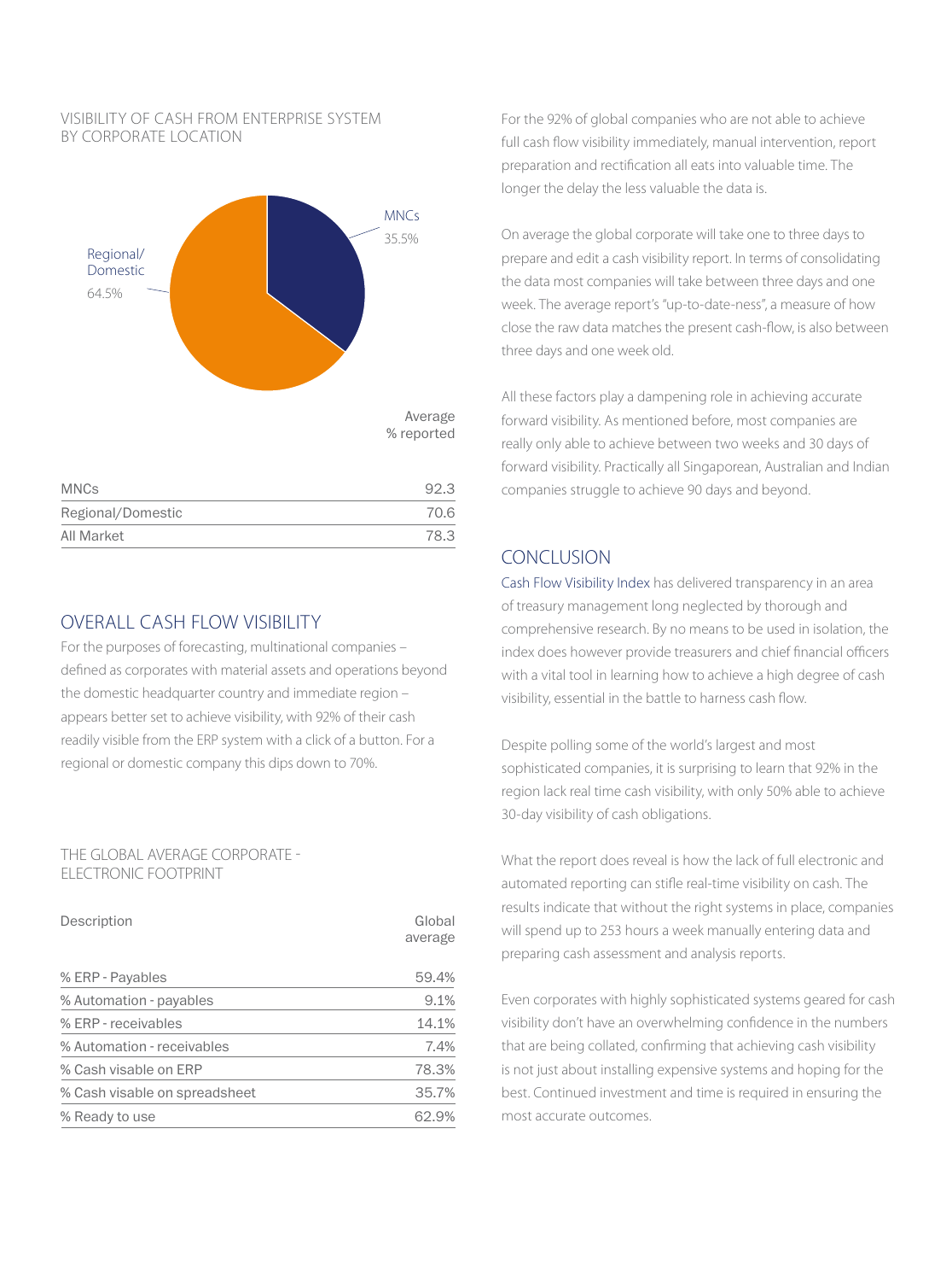### VISIBILITY OF CASH FROM ENTERPRISE SYSTEM BY CORPORATE LOCATION

MNCs
35.5%

Regional/
Domestic
64.5%

| | Average % reported |
|---|---|
| MNCs | 92.3 |
| Regional/Domestic | 70.6 |
| All Market | 78.3 |

## OVERALL CASH FLOW VISIBILITY

For the purposes of forecasting, multinational companies – defined as corporates with material assets and operations beyond the domestic headquarter country and immediate region – appears better set to achieve visibility, with 92% of their cash readily visible from the ERP system with a click of a button. For a regional or domestic company this dips down to 70%.

### THE GLOBAL AVERAGE CORPORATE - ELECTRONIC FOOTPRINT

| Description | Global average |
|---|---|
| % ERP - Payables | 59.4% |
| % Automation - payables | 9.1% |
| % ERP - receivables | 14.1% |
| % Automation - receivables | 7.4% |
| % Cash visable on ERP | 78.3% |
| % Cash visable on spreadsheet | 35.7% |
| % Ready to use | 62.9% |

For the 92% of global companies who are not able to achieve full cash flow visibility immediately, manual intervention, report preparation and rectification all eats into valuable time. The longer the delay the less valuable the data is.

On average the global corporate will take one to three days to prepare and edit a cash visibility report. In terms of consolidating the data most companies will take between three days and one week. The average report's "up-to-date-ness", a measure of how close the raw data matches the present cash-flow, is also between three days and one week old.

All these factors play a dampening role in achieving accurate forward visibility. As mentioned before, most companies are really only able to achieve between two weeks and 30 days of forward visibility. Practically all Singaporean, Australian and Indian companies struggle to achieve 90 days and beyond.

## CONCLUSION

Cash Flow Visibility Index has delivered transparency in an area of treasury management long neglected by thorough and comprehensive research. By no means to be used in isolation, the index does however provide treasurers and chief financial officers with a vital tool in learning how to achieve a high degree of cash visibility, essential in the battle to harness cash flow.

Despite polling some of the world's largest and most sophisticated companies, it is surprising to learn that 92% in the region lack real time cash visibility, with only 50% able to achieve 30-day visibility of cash obligations.

What the report does reveal is how the lack of full electronic and automated reporting can stifle real-time visibility on cash. The results indicate that without the right systems in place, companies will spend up to 253 hours a week manually entering data and preparing cash assessment and analysis reports.

Even corporates with highly sophisticated systems geared for cash visibility don't have an overwhelming confidence in the numbers that are being collated, confirming that achieving cash visibility is not just about installing expensive systems and hoping for the best. Continued investment and time is required in ensuring the most accurate outcomes.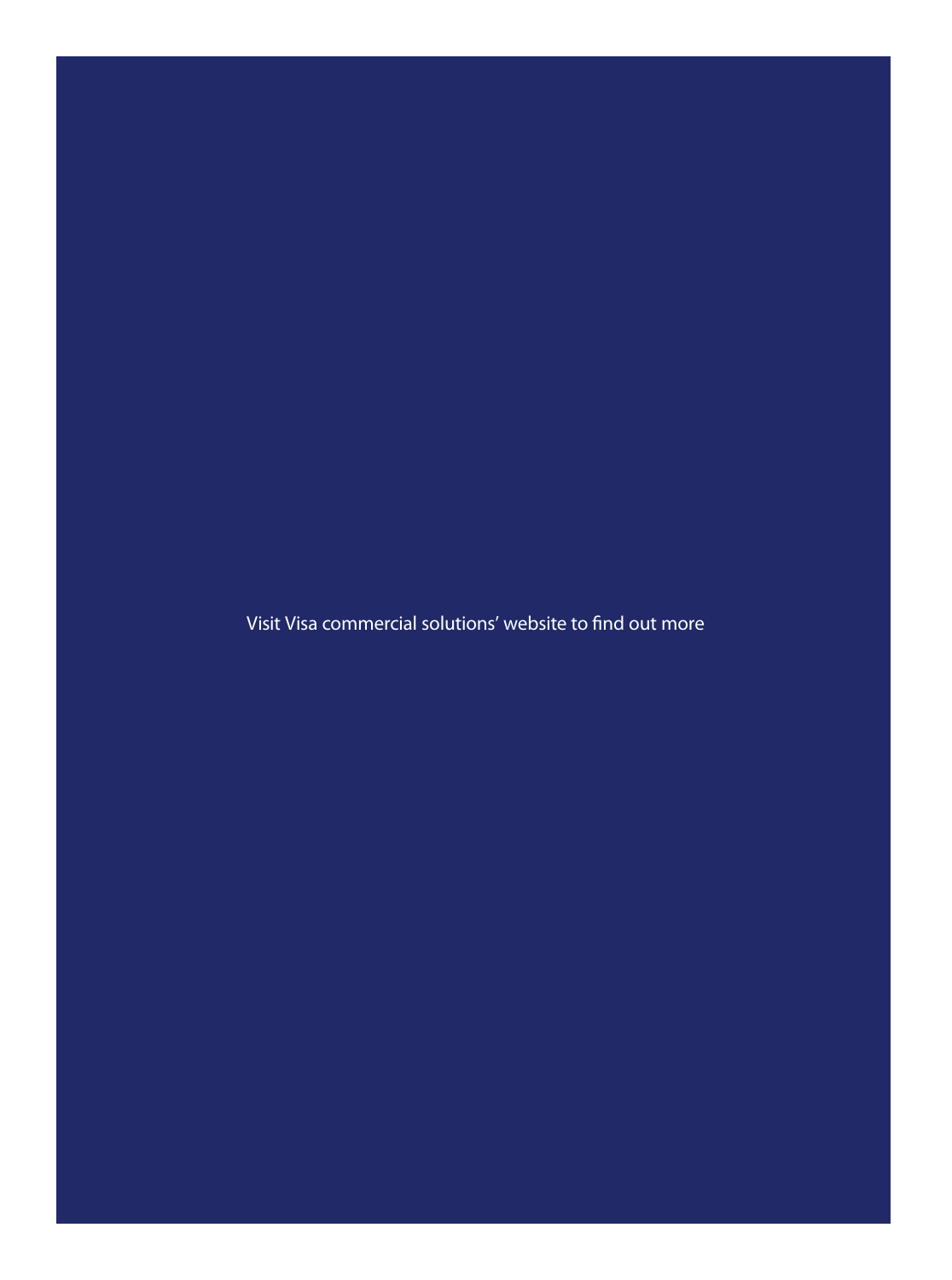Visit Visa commercial solutions' website to find out more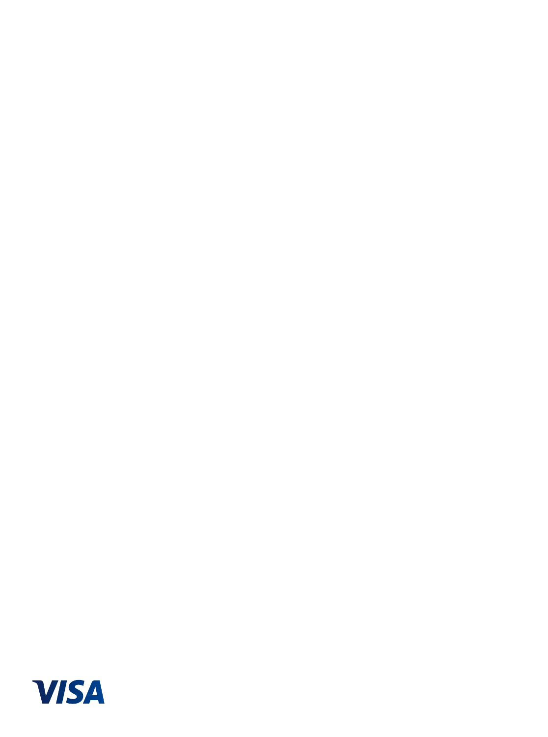VISA